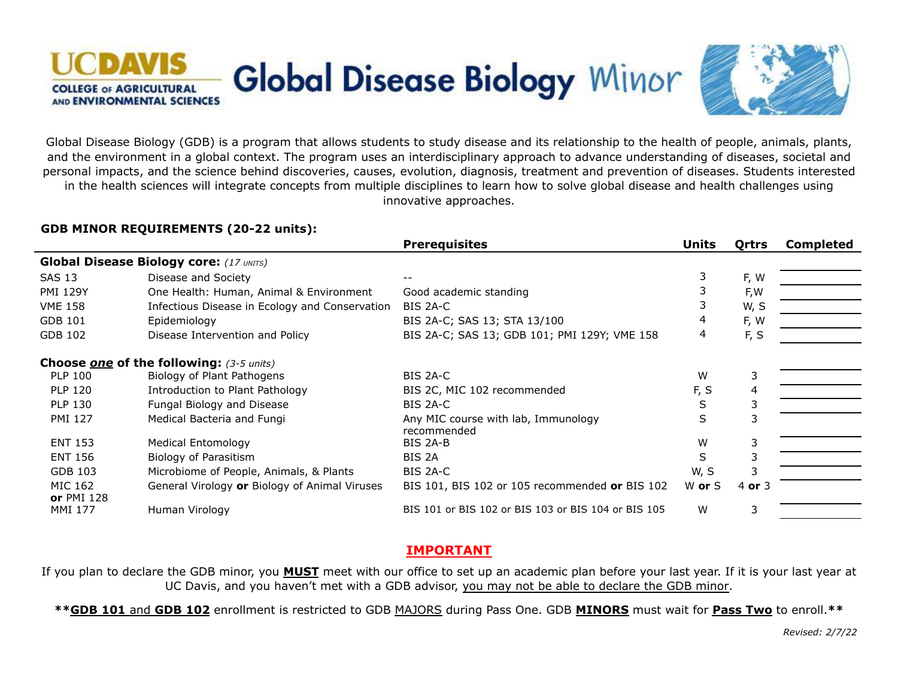UC DAVIS
COLLEGE OF AGRICULTURAL AND ENVIRONMENTAL SCIENCES

# Global Disease Biology Minor

Global Disease Biology (GDB) is a program that allows students to study disease and its relationship to the health of people, animals, plants, and the environment in a global context. The program uses an interdisciplinary approach to advance understanding of diseases, societal and personal impacts, and the science behind discoveries, causes, evolution, diagnosis, treatment and prevention of diseases. Students interested in the health sciences will integrate concepts from multiple disciplines to learn how to solve global disease and health challenges using innovative approaches.

## GDB MINOR REQUIREMENTS (20-22 units):

| | | **Prerequisites** | **Units** | **Qrtrs** | **Completed** |
|---|---|---|---|---|---|
| **Global Disease Biology core:** *(17 units)* | | | | | |
| SAS 13 | Disease and Society | -- | 3 | F, W | |
| PMI 129Y | One Health: Human, Animal & Environment | Good academic standing | 3 | F,W | |
| VME 158 | Infectious Disease in Ecology and Conservation | BIS 2A-C | 3 | W, S | |
| GDB 101 | Epidemiology | BIS 2A-C; SAS 13; STA 13/100 | 4 | F, W | |
| GDB 102 | Disease Intervention and Policy | BIS 2A-C; SAS 13; GDB 101; PMI 129Y; VME 158 | 4 | F, S | |
| **Choose *one* of the following:** *(3-5 units)* | | | | | |
| PLP 100 | Biology of Plant Pathogens | BIS 2A-C | W | 3 | |
| PLP 120 | Introduction to Plant Pathology | BIS 2C, MIC 102 recommended | F, S | 4 | |
| PLP 130 | Fungal Biology and Disease | BIS 2A-C | S | 3 | |
| PMI 127 | Medical Bacteria and Fungi | Any MIC course with lab, Immunology recommended | S | 3 | |
| ENT 153 | Medical Entomology | BIS 2A-B | W | 3 | |
| ENT 156 | Biology of Parasitism | BIS 2A | S | 3 | |
| GDB 103 | Microbiome of People, Animals, & Plants | BIS 2A-C | W, S | 3 | |
| MIC 162 **or** PMI 128 | General Virology **or** Biology of Animal Viruses | BIS 101, BIS 102 or 105 recommended **or** BIS 102 | W **or** S | 4 **or** 3 | |
| MMI 177 | Human Virology | BIS 101 or BIS 102 or BIS 103 or BIS 104 or BIS 105 | W | 3 | |

**IMPORTANT**

If you plan to declare the GDB minor, you **MUST** meet with our office to set up an academic plan before your last year. If it is your last year at UC Davis, and you haven't met with a GDB advisor, you may not be able to declare the GDB minor.

**GDB 101 and GDB 102** enrollment is restricted to GDB MAJORS during Pass One. GDB **MINORS** must wait for **Pass Two** to enroll.

*Revised: 2/7/22*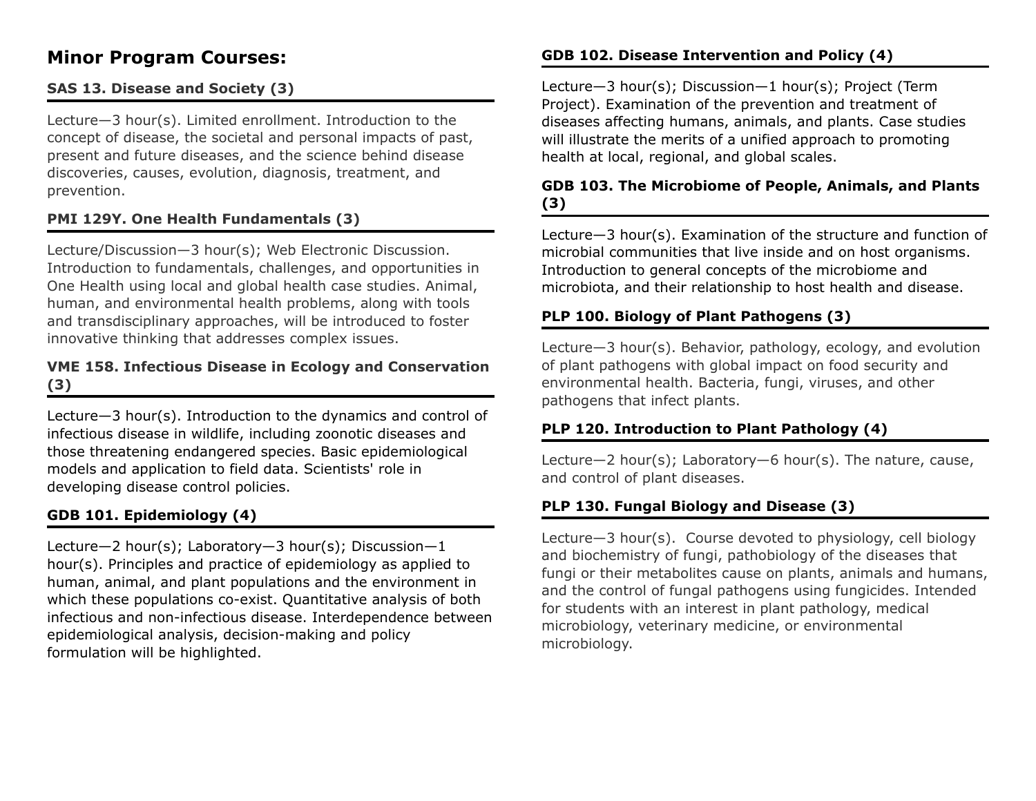## Minor Program Courses:

### SAS 13. Disease and Society (3)

Lecture—3 hour(s). Limited enrollment. Introduction to the concept of disease, the societal and personal impacts of past, present and future diseases, and the science behind disease discoveries, causes, evolution, diagnosis, treatment, and prevention.

### PMI 129Y. One Health Fundamentals (3)

Lecture/Discussion—3 hour(s); Web Electronic Discussion. Introduction to fundamentals, challenges, and opportunities in One Health using local and global health case studies. Animal, human, and environmental health problems, along with tools and transdisciplinary approaches, will be introduced to foster innovative thinking that addresses complex issues.

### VME 158. Infectious Disease in Ecology and Conservation (3)

Lecture—3 hour(s). Introduction to the dynamics and control of infectious disease in wildlife, including zoonotic diseases and those threatening endangered species. Basic epidemiological models and application to field data. Scientists' role in developing disease control policies.

### GDB 101. Epidemiology (4)

Lecture—2 hour(s); Laboratory—3 hour(s); Discussion—1 hour(s). Principles and practice of epidemiology as applied to human, animal, and plant populations and the environment in which these populations co-exist. Quantitative analysis of both infectious and non-infectious disease. Interdependence between epidemiological analysis, decision-making and policy formulation will be highlighted.

### GDB 102. Disease Intervention and Policy (4)

Lecture—3 hour(s); Discussion—1 hour(s); Project (Term Project). Examination of the prevention and treatment of diseases affecting humans, animals, and plants. Case studies will illustrate the merits of a unified approach to promoting health at local, regional, and global scales.

### GDB 103. The Microbiome of People, Animals, and Plants (3)

Lecture—3 hour(s). Examination of the structure and function of microbial communities that live inside and on host organisms. Introduction to general concepts of the microbiome and microbiota, and their relationship to host health and disease.

### PLP 100. Biology of Plant Pathogens (3)

Lecture—3 hour(s). Behavior, pathology, ecology, and evolution of plant pathogens with global impact on food security and environmental health. Bacteria, fungi, viruses, and other pathogens that infect plants.

### PLP 120. Introduction to Plant Pathology (4)

Lecture—2 hour(s); Laboratory—6 hour(s). The nature, cause, and control of plant diseases.

### PLP 130. Fungal Biology and Disease (3)

Lecture—3 hour(s). Course devoted to physiology, cell biology and biochemistry of fungi, pathobiology of the diseases that fungi or their metabolites cause on plants, animals and humans, and the control of fungal pathogens using fungicides. Intended for students with an interest in plant pathology, medical microbiology, veterinary medicine, or environmental microbiology.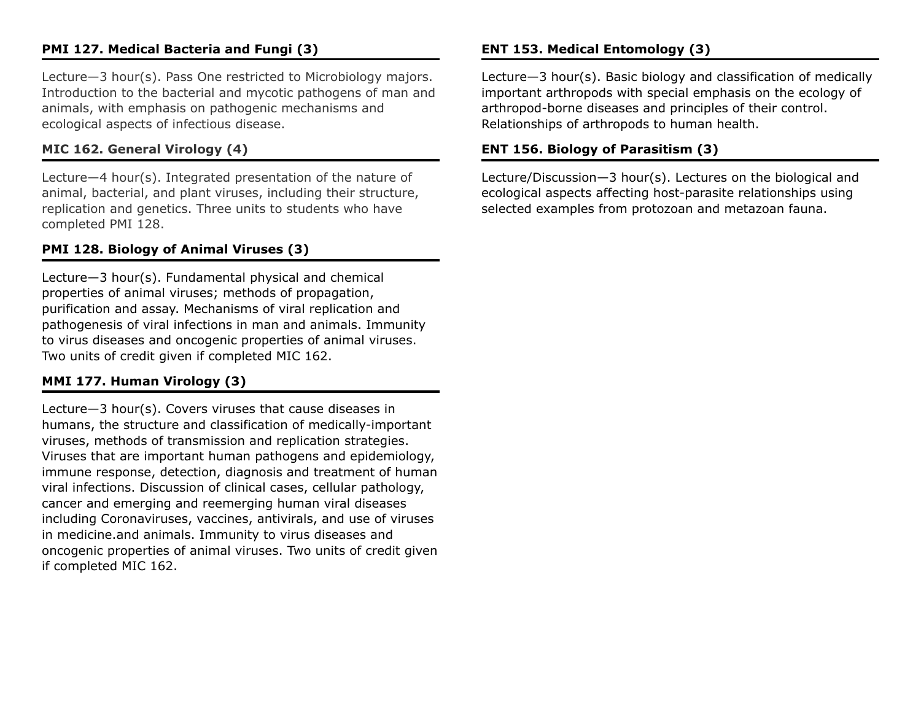### PMI 127. Medical Bacteria and Fungi (3)

Lecture—3 hour(s). Pass One restricted to Microbiology majors. Introduction to the bacterial and mycotic pathogens of man and animals, with emphasis on pathogenic mechanisms and ecological aspects of infectious disease.

### MIC 162. General Virology (4)

Lecture—4 hour(s). Integrated presentation of the nature of animal, bacterial, and plant viruses, including their structure, replication and genetics. Three units to students who have completed PMI 128.

### PMI 128. Biology of Animal Viruses (3)

Lecture—3 hour(s). Fundamental physical and chemical properties of animal viruses; methods of propagation, purification and assay. Mechanisms of viral replication and pathogenesis of viral infections in man and animals. Immunity to virus diseases and oncogenic properties of animal viruses. Two units of credit given if completed MIC 162.

### MMI 177. Human Virology (3)

Lecture—3 hour(s). Covers viruses that cause diseases in humans, the structure and classification of medically-important viruses, methods of transmission and replication strategies. Viruses that are important human pathogens and epidemiology, immune response, detection, diagnosis and treatment of human viral infections. Discussion of clinical cases, cellular pathology, cancer and emerging and reemerging human viral diseases including Coronaviruses, vaccines, antivirals, and use of viruses in medicine.and animals. Immunity to virus diseases and oncogenic properties of animal viruses. Two units of credit given if completed MIC 162.

### ENT 153. Medical Entomology (3)

Lecture—3 hour(s). Basic biology and classification of medically important arthropods with special emphasis on the ecology of arthropod-borne diseases and principles of their control. Relationships of arthropods to human health.

### ENT 156. Biology of Parasitism (3)

Lecture/Discussion—3 hour(s). Lectures on the biological and ecological aspects affecting host-parasite relationships using selected examples from protozoan and metazoan fauna.